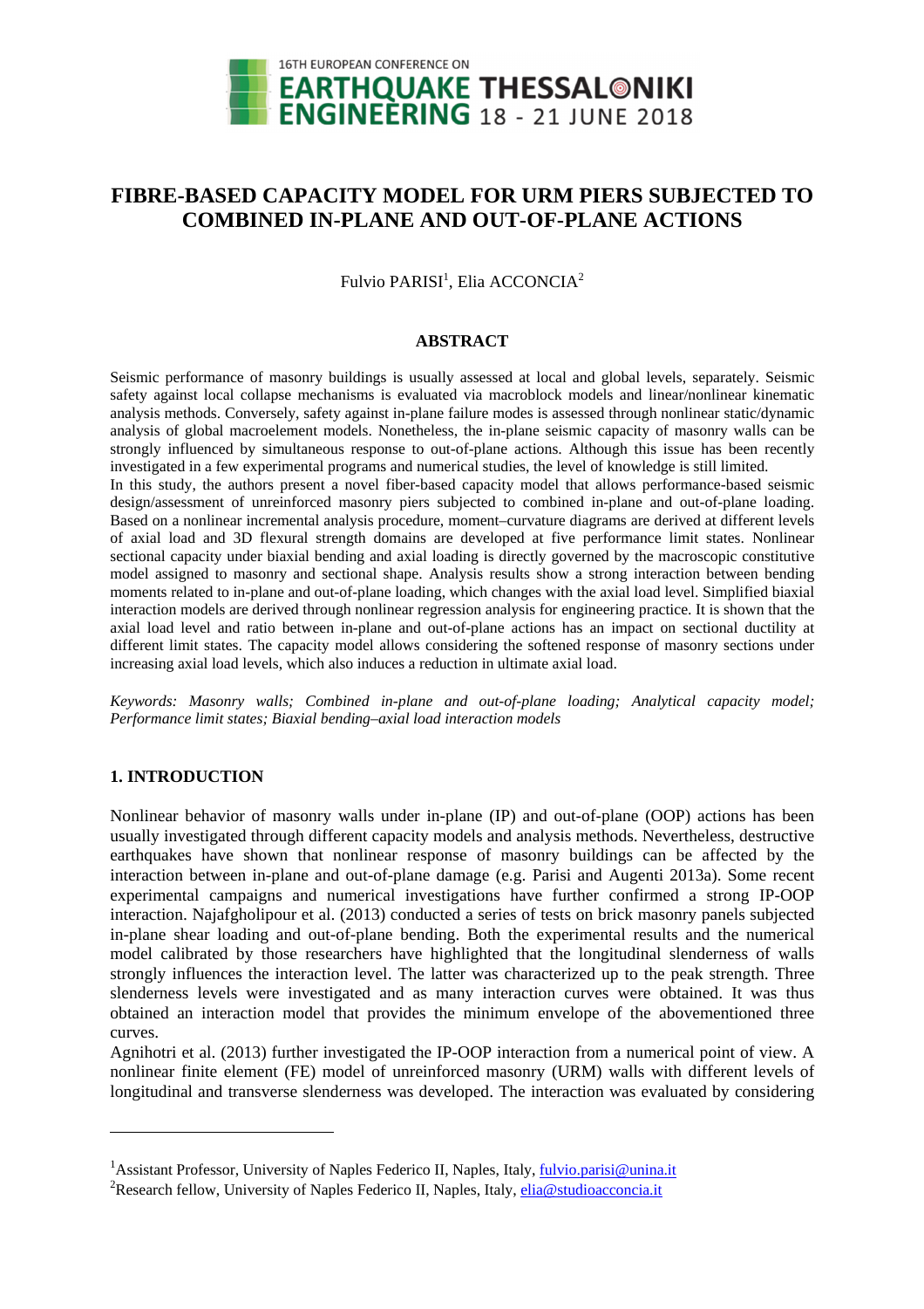# FIBRE-BASED CAPACITY MODEL FOR URM PIERS SUBJECTED TO COMBINED IN-PLANE AND OUT-OF-PLANE ACTIONS

Fulvio PARISI[1], Elia ACCONCIA[2]

## ABSTRACT

Seismic performance of masonry buildings is usually assessed at local and global levels, separately. Seismic safety against local collapse mechanisms is evaluated via macroblock models and linear/nonlinear kinematic analysis methods. Conversely, safety against in-plane failure modes is assessed through nonlinear static/dynamic analysis of global macroelement models. Nonetheless, the in-plane seismic capacity of masonry walls can be strongly influenced by simultaneous response to out-of-plane actions. Although this issue has been recently investigated in a few experimental programs and numerical studies, the level of knowledge is still limited.

In this study, the authors present a novel fiber-based capacity model that allows performance-based seismic design/assessment of unreinforced masonry piers subjected to combined in-plane and out-of-plane loading. Based on a nonlinear incremental analysis procedure, moment–curvature diagrams are derived at different levels of axial load and 3D flexural strength domains are developed at five performance limit states. Nonlinear sectional capacity under biaxial bending and axial loading is directly governed by the macroscopic constitutive model assigned to masonry and sectional shape. Analysis results show a strong interaction between bending moments related to in-plane and out-of-plane loading, which changes with the axial load level. Simplified biaxial interaction models are derived through nonlinear regression analysis for engineering practice. It is shown that the axial load level and ratio between in-plane and out-of-plane actions has an impact on sectional ductility at different limit states. The capacity model allows considering the softened response of masonry sections under increasing axial load levels, which also induces a reduction in ultimate axial load.

*Keywords: Masonry walls; Combined in-plane and out-of-plane loading; Analytical capacity model; Performance limit states; Biaxial bending–axial load interaction models*

## 1. INTRODUCTION

Nonlinear behavior of masonry walls under in-plane (IP) and out-of-plane (OOP) actions has been usually investigated through different capacity models and analysis methods. Nevertheless, destructive earthquakes have shown that nonlinear response of masonry buildings can be affected by the interaction between in-plane and out-of-plane damage (e.g. Parisi and Augenti 2013a). Some recent experimental campaigns and numerical investigations have further confirmed a strong IP-OOP interaction. Najafgholipour et al. (2013) conducted a series of tests on brick masonry panels subjected in-plane shear loading and out-of-plane bending. Both the experimental results and the numerical model calibrated by those researchers have highlighted that the longitudinal slenderness of walls strongly influences the interaction level. The latter was characterized up to the peak strength. Three slenderness levels were investigated and as many interaction curves were obtained. It was thus obtained an interaction model that provides the minimum envelope of the abovementioned three curves.

Agnihotri et al. (2013) further investigated the IP-OOP interaction from a numerical point of view. A nonlinear finite element (FE) model of unreinforced masonry (URM) walls with different levels of longitudinal and transverse slenderness was developed. The interaction was evaluated by considering

---

[1]Assistant Professor, University of Naples Federico II, Naples, Italy, fulvio.parisi@unina.it

[2]Research fellow, University of Naples Federico II, Naples, Italy, elia@studioacconcia.it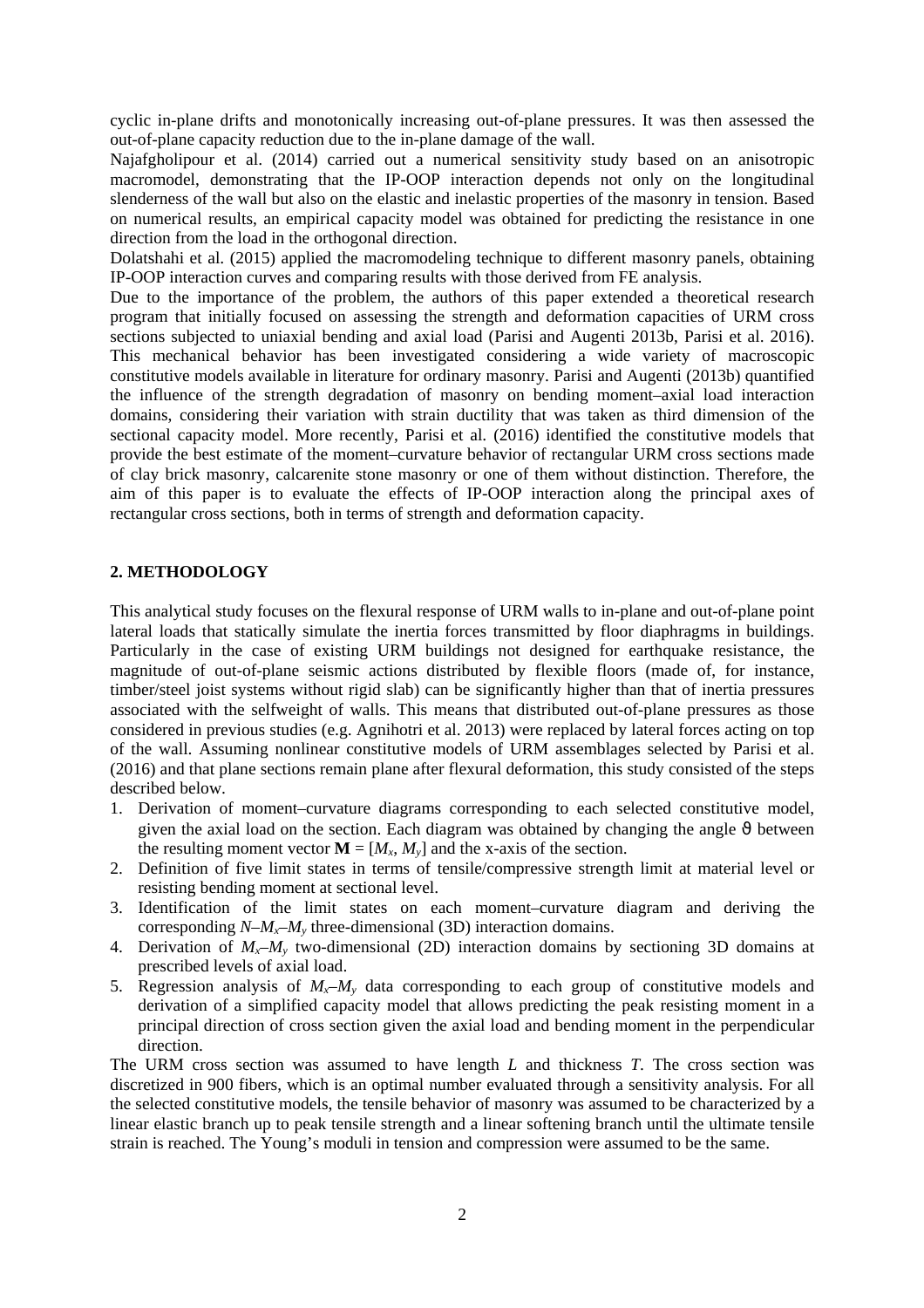cyclic in-plane drifts and monotonically increasing out-of-plane pressures. It was then assessed the out-of-plane capacity reduction due to the in-plane damage of the wall.

Najafgholipour et al. (2014) carried out a numerical sensitivity study based on an anisotropic macromodel, demonstrating that the IP-OOP interaction depends not only on the longitudinal slenderness of the wall but also on the elastic and inelastic properties of the masonry in tension. Based on numerical results, an empirical capacity model was obtained for predicting the resistance in one direction from the load in the orthogonal direction.

Dolatshahi et al. (2015) applied the macromodeling technique to different masonry panels, obtaining IP-OOP interaction curves and comparing results with those derived from FE analysis.

Due to the importance of the problem, the authors of this paper extended a theoretical research program that initially focused on assessing the strength and deformation capacities of URM cross sections subjected to uniaxial bending and axial load (Parisi and Augenti 2013b, Parisi et al. 2016). This mechanical behavior has been investigated considering a wide variety of macroscopic constitutive models available in literature for ordinary masonry. Parisi and Augenti (2013b) quantified the influence of the strength degradation of masonry on bending moment–axial load interaction domains, considering their variation with strain ductility that was taken as third dimension of the sectional capacity model. More recently, Parisi et al. (2016) identified the constitutive models that provide the best estimate of the moment–curvature behavior of rectangular URM cross sections made of clay brick masonry, calcarenite stone masonry or one of them without distinction. Therefore, the aim of this paper is to evaluate the effects of IP-OOP interaction along the principal axes of rectangular cross sections, both in terms of strength and deformation capacity.

## 2. METHODOLOGY

This analytical study focuses on the flexural response of URM walls to in-plane and out-of-plane point lateral loads that statically simulate the inertia forces transmitted by floor diaphragms in buildings. Particularly in the case of existing URM buildings not designed for earthquake resistance, the magnitude of out-of-plane seismic actions distributed by flexible floors (made of, for instance, timber/steel joist systems without rigid slab) can be significantly higher than that of inertia pressures associated with the selfweight of walls. This means that distributed out-of-plane pressures as those considered in previous studies (e.g. Agnihotri et al. 2013) were replaced by lateral forces acting on top of the wall. Assuming nonlinear constitutive models of URM assemblages selected by Parisi et al. (2016) and that plane sections remain plane after flexural deformation, this study consisted of the steps described below.

1. Derivation of moment–curvature diagrams corresponding to each selected constitutive model, given the axial load on the section. Each diagram was obtained by changing the angle $\vartheta$ between the resulting moment vector $\mathbf{M} = [M_x, M_y]$ and the x-axis of the section.
2. Definition of five limit states in terms of tensile/compressive strength limit at material level or resisting bending moment at sectional level.
3. Identification of the limit states on each moment–curvature diagram and deriving the corresponding $N$–$M_x$–$M_y$ three-dimensional (3D) interaction domains.
4. Derivation of $M_x$–$M_y$ two-dimensional (2D) interaction domains by sectioning 3D domains at prescribed levels of axial load.
5. Regression analysis of $M_x$–$M_y$ data corresponding to each group of constitutive models and derivation of a simplified capacity model that allows predicting the peak resisting moment in a principal direction of cross section given the axial load and bending moment in the perpendicular direction.

The URM cross section was assumed to have length $L$ and thickness $T$. The cross section was discretized in 900 fibers, which is an optimal number evaluated through a sensitivity analysis. For all the selected constitutive models, the tensile behavior of masonry was assumed to be characterized by a linear elastic branch up to peak tensile strength and a linear softening branch until the ultimate tensile strain is reached. The Young's moduli in tension and compression were assumed to be the same.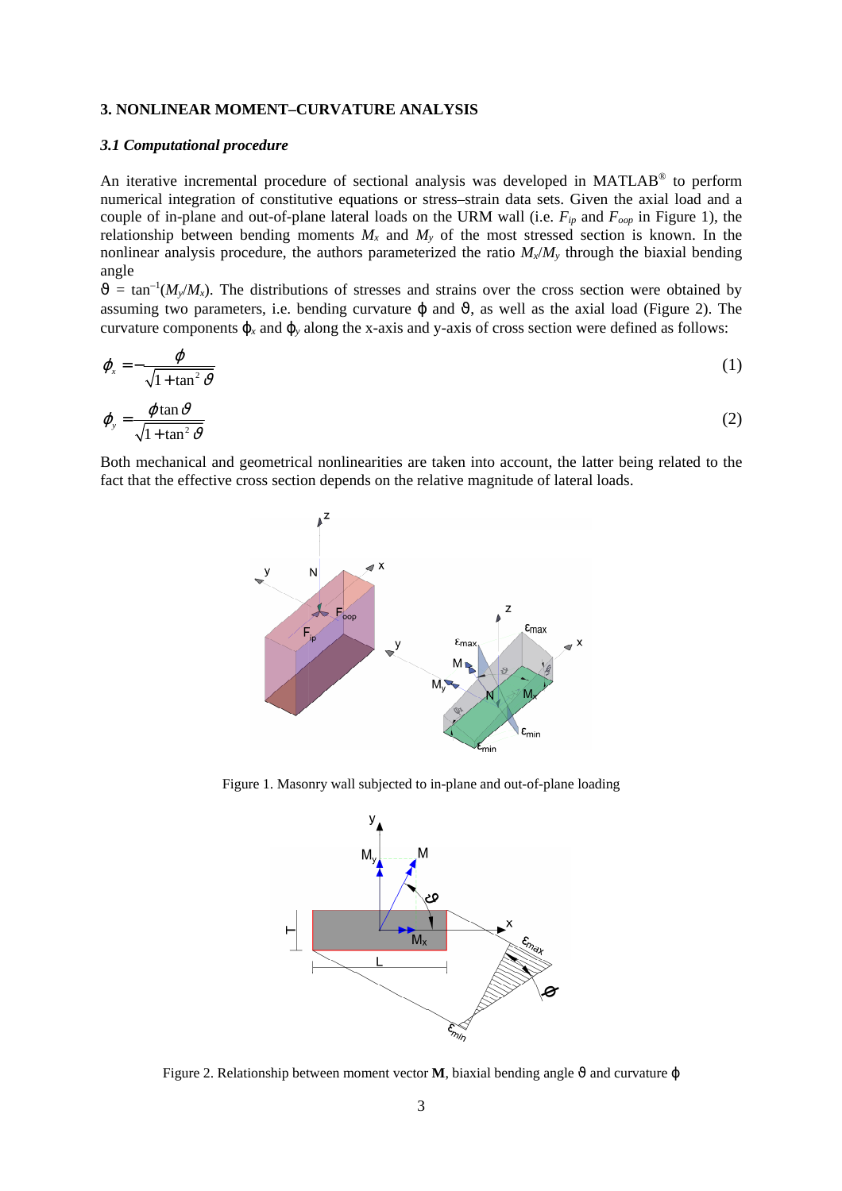## 3. NONLINEAR MOMENT–CURVATURE ANALYSIS

### *3.1 Computational procedure*

An iterative incremental procedure of sectional analysis was developed in MATLAB® to perform numerical integration of constitutive equations or stress–strain data sets. Given the axial load and a couple of in-plane and out-of-plane lateral loads on the URM wall (i.e. $F_{ip}$ and $F_{oop}$ in Figure 1), the relationship between bending moments $M_x$ and $M_y$ of the most stressed section is known. In the nonlinear analysis procedure, the authors parameterized the ratio $M_x/M_y$ through the biaxial bending angle $\vartheta = \tan^{-1}(M_y/M_x)$. The distributions of stresses and strains over the cross section were obtained by assuming two parameters, i.e. bending curvature $\phi$ and $\vartheta$, as well as the axial load (Figure 2). The curvature components $\phi_x$ and $\phi_y$ along the x-axis and y-axis of cross section were defined as follows:

$$\phi_x = -\frac{\phi}{\sqrt{1+\tan^2\vartheta}} \tag{1}$$

$$\phi_y = \frac{\phi\tan\vartheta}{\sqrt{1+\tan^2\vartheta}} \tag{2}$$

Both mechanical and geometrical nonlinearities are taken into account, the latter being related to the fact that the effective cross section depends on the relative magnitude of lateral loads.

Figure 1. Masonry wall subjected to in-plane and out-of-plane loading

Figure 2. Relationship between moment vector **M**, biaxial bending angle $\vartheta$ and curvature $\phi$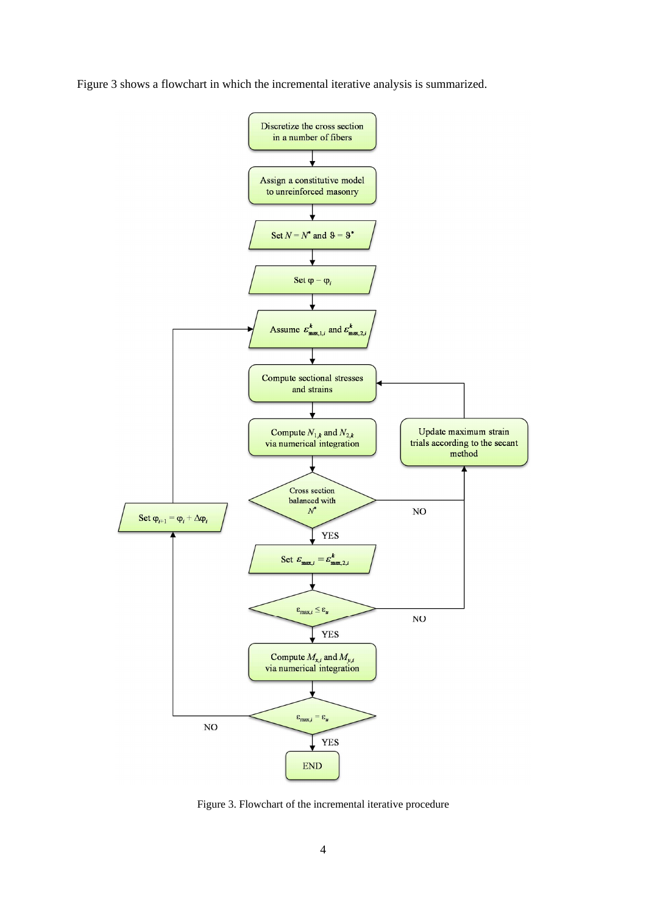Figure 3 shows a flowchart in which the incremental iterative analysis is summarized.

Discretize the cross section in a number of fibers

Assign a constitutive model to unreinforced masonry

Set $N = N^*$ and $\vartheta = \vartheta^*$

Set $\varphi = \varphi_i$

Assume $\varepsilon^k_{\max,1,i}$ and $\varepsilon^k_{\max,2,i}$

Compute sectional stresses and strains

Compute $N_{1,k}$ and $N_{2,k}$ via numerical integration

Cross section balanced with $N^*$

NO

Update maximum strain trials according to the secant method

YES

Set $\varepsilon_{\max,i} = \varepsilon^k_{\max,2,i}$

$\varepsilon_{\max,i} \le \varepsilon_u$

NO

YES

Compute $M_{x,i}$ and $M_{y,i}$ via numerical integration

$\varepsilon_{\max,i} = \varepsilon_u$

NO

Set $\varphi_{i+1} = \varphi_i + \Delta\varphi_i$

YES

END

Figure 3. Flowchart of the incremental iterative procedure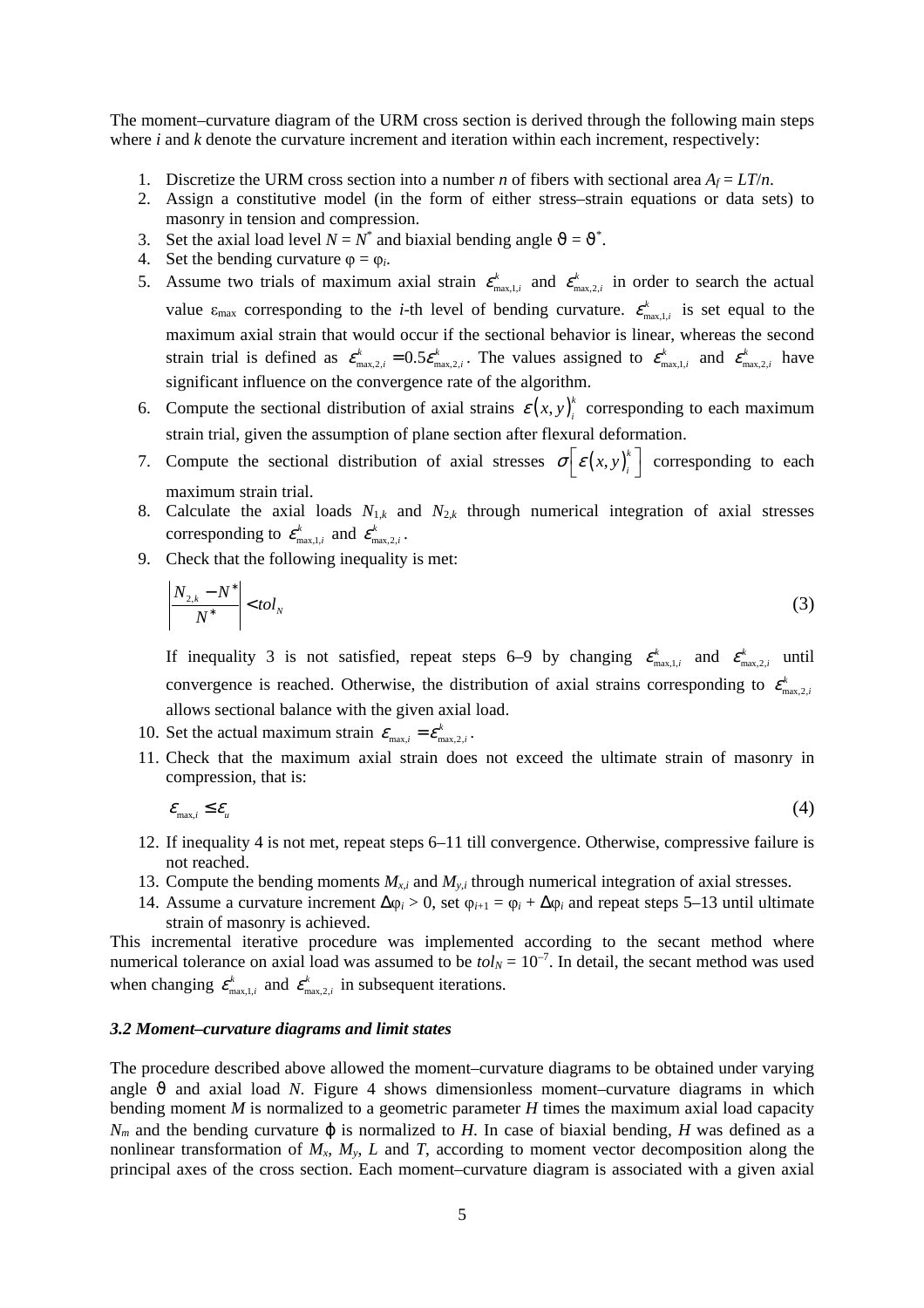The moment–curvature diagram of the URM cross section is derived through the following main steps where $i$ and $k$ denote the curvature increment and iteration within each increment, respectively:

1. Discretize the URM cross section into a number $n$ of fibers with sectional area $A_f = LT/n$.
2. Assign a constitutive model (in the form of either stress–strain equations or data sets) to masonry in tension and compression.
3. Set the axial load level $N = N^*$ and biaxial bending angle $\vartheta = \vartheta^*$.
4. Set the bending curvature $\varphi = \varphi_i$.
5. Assume two trials of maximum axial strain $\varepsilon^k_{\max,1,i}$ and $\varepsilon^k_{\max,2,i}$ in order to search the actual value $\varepsilon_{\max}$ corresponding to the $i$-th level of bending curvature. $\varepsilon^k_{\max,1,i}$ is set equal to the maximum axial strain that would occur if the sectional behavior is linear, whereas the second strain trial is defined as $\varepsilon^k_{\max,2,i} = 0.5\varepsilon^k_{\max,2,i}$. The values assigned to $\varepsilon^k_{\max,1,i}$ and $\varepsilon^k_{\max,2,i}$ have significant influence on the convergence rate of the algorithm.
6. Compute the sectional distribution of axial strains $\varepsilon(x,y)^k_i$ corresponding to each maximum strain trial, given the assumption of plane section after flexural deformation.
7. Compute the sectional distribution of axial stresses $\sigma\left[\varepsilon(x,y)^k_i\right]$ corresponding to each maximum strain trial.
8. Calculate the axial loads $N_{1,k}$ and $N_{2,k}$ through numerical integration of axial stresses corresponding to $\varepsilon^k_{\max,1,i}$ and $\varepsilon^k_{\max,2,i}$.
9. Check that the following inequality is met:

$$\left|\frac{N_{2,k} - N^*}{N^*}\right| < tol_N \tag{3}$$

   If inequality 3 is not satisfied, repeat steps 6–9 by changing $\varepsilon^k_{\max,1,i}$ and $\varepsilon^k_{\max,2,i}$ until convergence is reached. Otherwise, the distribution of axial strains corresponding to $\varepsilon^k_{\max,2,i}$ allows sectional balance with the given axial load.

10. Set the actual maximum strain $\varepsilon_{\max,i} = \varepsilon^k_{\max,2,i}$.
11. Check that the maximum axial strain does not exceed the ultimate strain of masonry in compression, that is:

$$\varepsilon_{\max,i} \le \varepsilon_u \tag{4}$$

12. If inequality 4 is not met, repeat steps 6–11 till convergence. Otherwise, compressive failure is not reached.
13. Compute the bending moments $M_{x,i}$ and $M_{y,i}$ through numerical integration of axial stresses.
14. Assume a curvature increment $\Delta\varphi_i > 0$, set $\varphi_{i+1} = \varphi_i + \Delta\varphi_i$ and repeat steps 5–13 until ultimate strain of masonry is achieved.

This incremental iterative procedure was implemented according to the secant method where numerical tolerance on axial load was assumed to be $tol_N = 10^{-7}$. In detail, the secant method was used when changing $\varepsilon^k_{\max,1,i}$ and $\varepsilon^k_{\max,2,i}$ in subsequent iterations.

### *3.2 Moment–curvature diagrams and limit states*

The procedure described above allowed the moment–curvature diagrams to be obtained under varying angle $\vartheta$ and axial load $N$. Figure 4 shows dimensionless moment–curvature diagrams in which bending moment $M$ is normalized to a geometric parameter $H$ times the maximum axial load capacity $N_m$ and the bending curvature $\varphi$ is normalized to $H$. In case of biaxial bending, $H$ was defined as a nonlinear transformation of $M_x$, $M_y$, $L$ and $T$, according to moment vector decomposition along the principal axes of the cross section. Each moment–curvature diagram is associated with a given axial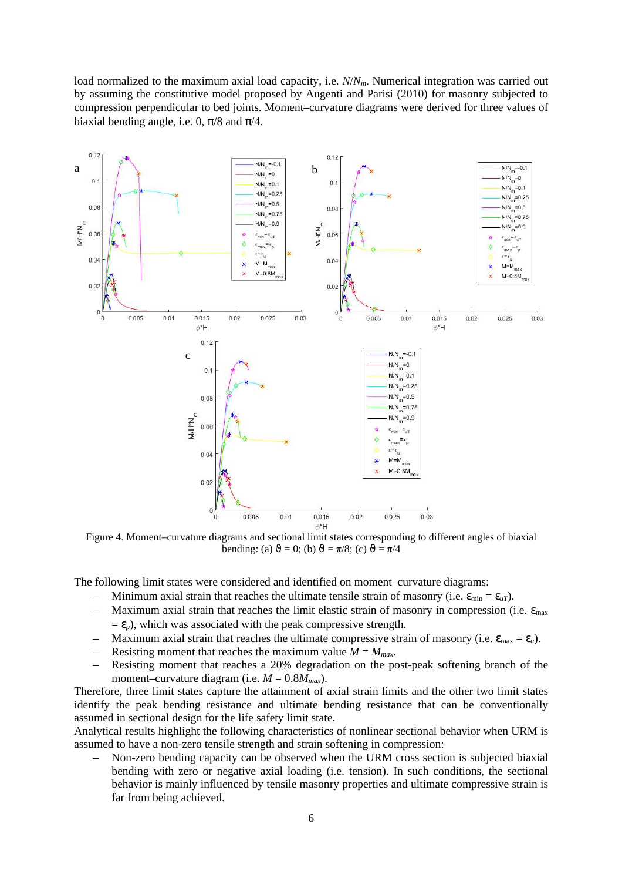load normalized to the maximum axial load capacity, i.e. $N/N_m$. Numerical integration was carried out by assuming the constitutive model proposed by Augenti and Parisi (2010) for masonry subjected to compression perpendicular to bed joints. Moment–curvature diagrams were derived for three values of biaxial bending angle, i.e. 0, $\pi/8$ and $\pi/4$.

Figure 4. Moment–curvature diagrams and sectional limit states corresponding to different angles of biaxial bending: (a) $\vartheta = 0$; (b) $\vartheta = \pi/8$; (c) $\vartheta = \pi/4$

The following limit states were considered and identified on moment–curvature diagrams:

- Minimum axial strain that reaches the ultimate tensile strain of masonry (i.e. $\varepsilon_{min} = \varepsilon_{uT}$).
- Maximum axial strain that reaches the limit elastic strain of masonry in compression (i.e. $\varepsilon_{max} = \varepsilon_p$), which was associated with the peak compressive strength.
- Maximum axial strain that reaches the ultimate compressive strain of masonry (i.e. $\varepsilon_{max} = \varepsilon_u$).
- Resisting moment that reaches the maximum value $M = M_{max}$.
- Resisting moment that reaches a 20% degradation on the post-peak softening branch of the moment–curvature diagram (i.e. $M = 0.8M_{max}$).

Therefore, three limit states capture the attainment of axial strain limits and the other two limit states identify the peak bending resistance and ultimate bending resistance that can be conventionally assumed in sectional design for the life safety limit state.

Analytical results highlight the following characteristics of nonlinear sectional behavior when URM is assumed to have a non-zero tensile strength and strain softening in compression:

- Non-zero bending capacity can be observed when the URM cross section is subjected biaxial bending with zero or negative axial loading (i.e. tension). In such conditions, the sectional behavior is mainly influenced by tensile masonry properties and ultimate compressive strain is far from being achieved.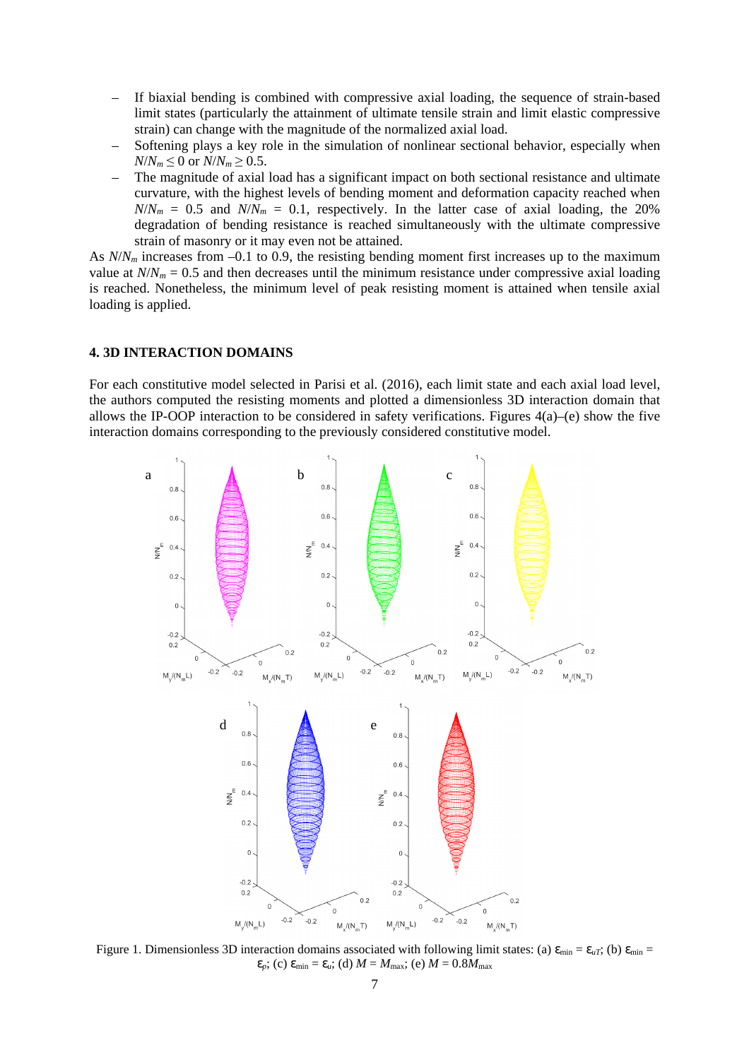- If biaxial bending is combined with compressive axial loading, the sequence of strain-based limit states (particularly the attainment of ultimate tensile strain and limit elastic compressive strain) can change with the magnitude of the normalized axial load.
- Softening plays a key role in the simulation of nonlinear sectional behavior, especially when $N/N_m \leq 0$ or $N/N_m \geq 0.5$.
- The magnitude of axial load has a significant impact on both sectional resistance and ultimate curvature, with the highest levels of bending moment and deformation capacity reached when $N/N_m = 0.5$ and $N/N_m = 0.1$, respectively. In the latter case of axial loading, the 20% degradation of bending resistance is reached simultaneously with the ultimate compressive strain of masonry or it may even not be attained.

As $N/N_m$ increases from –0.1 to 0.9, the resisting bending moment first increases up to the maximum value at $N/N_m = 0.5$ and then decreases until the minimum resistance under compressive axial loading is reached. Nonetheless, the minimum level of peak resisting moment is attained when tensile axial loading is applied.

## 4. 3D INTERACTION DOMAINS

For each constitutive model selected in Parisi et al. (2016), each limit state and each axial load level, the authors computed the resisting moments and plotted a dimensionless 3D interaction domain that allows the IP-OOP interaction to be considered in safety verifications. Figures 4(a)–(e) show the five interaction domains corresponding to the previously considered constitutive model.

Figure 1. Dimensionless 3D interaction domains associated with following limit states: (a) $\varepsilon_{min} = \varepsilon_{uT}$; (b) $\varepsilon_{min} = \varepsilon_p$; (c) $\varepsilon_{min} = \varepsilon_u$; (d) $M = M_{max}$; (e) $M = 0.8M_{max}$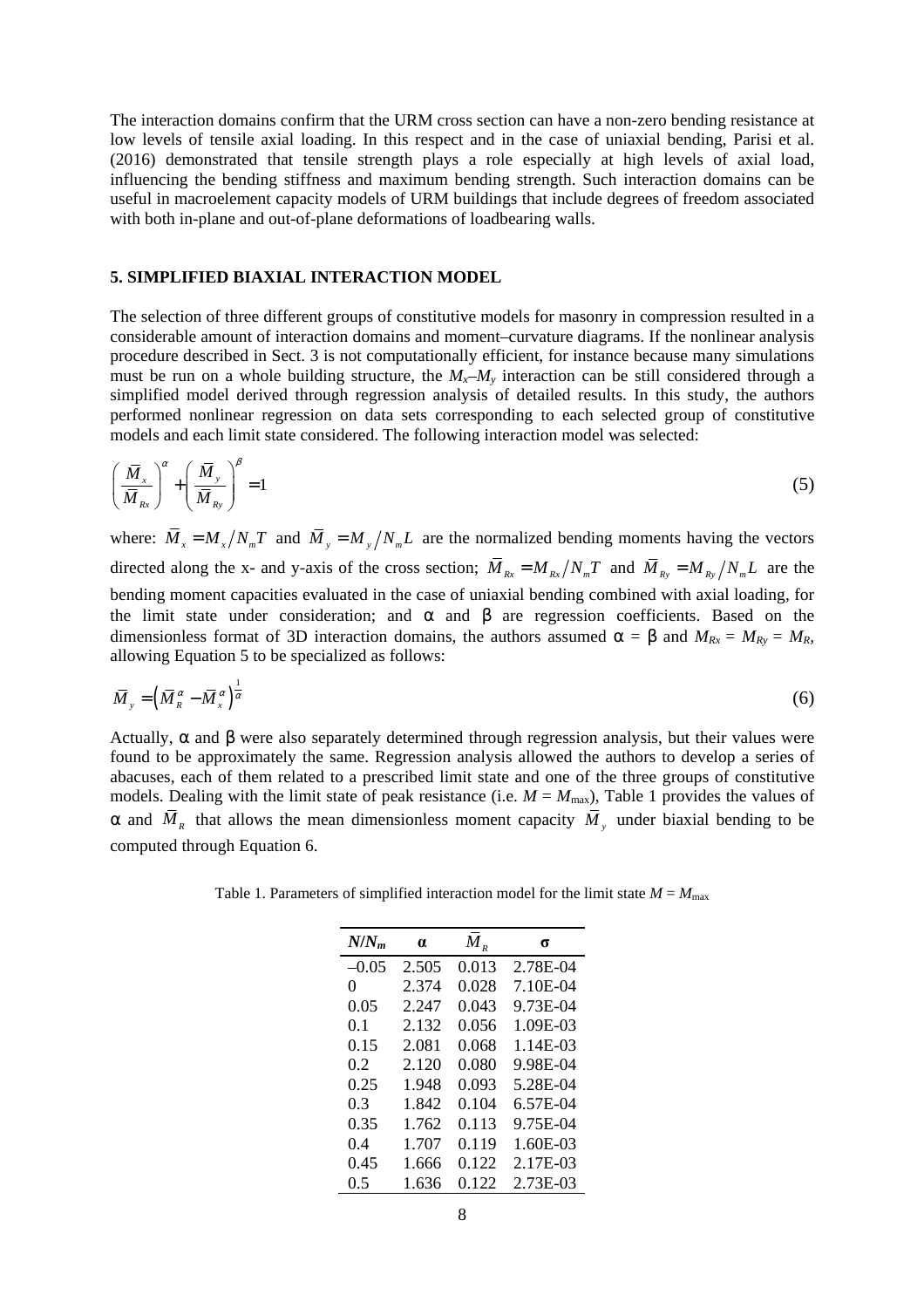The interaction domains confirm that the URM cross section can have a non-zero bending resistance at low levels of tensile axial loading. In this respect and in the case of uniaxial bending, Parisi et al. (2016) demonstrated that tensile strength plays a role especially at high levels of axial load, influencing the bending stiffness and maximum bending strength. Such interaction domains can be useful in macroelement capacity models of URM buildings that include degrees of freedom associated with both in-plane and out-of-plane deformations of loadbearing walls.

## 5. SIMPLIFIED BIAXIAL INTERACTION MODEL

The selection of three different groups of constitutive models for masonry in compression resulted in a considerable amount of interaction domains and moment–curvature diagrams. If the nonlinear analysis procedure described in Sect. 3 is not computationally efficient, for instance because many simulations must be run on a whole building structure, the $M_x$–$M_y$ interaction can be still considered through a simplified model derived through regression analysis of detailed results. In this study, the authors performed nonlinear regression on data sets corresponding to each selected group of constitutive models and each limit state considered. The following interaction model was selected:

$$\left(\frac{\bar{M}_x}{\bar{M}_{Rx}}\right)^{\alpha} + \left(\frac{\bar{M}_y}{\bar{M}_{Ry}}\right)^{\beta} = 1 \tag{5}$$

where: $\bar{M}_x = M_x / N_m T$ and $\bar{M}_y = M_y / N_m L$ are the normalized bending moments having the vectors directed along the x- and y-axis of the cross section; $\bar{M}_{Rx} = M_{Rx} / N_m T$ and $\bar{M}_{Ry} = M_{Ry} / N_m L$ are the bending moment capacities evaluated in the case of uniaxial bending combined with axial loading, for the limit state under consideration; and $\alpha$ and $\beta$ are regression coefficients. Based on the dimensionless format of 3D interaction domains, the authors assumed $\alpha = \beta$ and $M_{Rx} = M_{Ry} = M_R$, allowing Equation 5 to be specialized as follows:

$$\bar{M}_y = \left(\bar{M}_R^{\alpha} - \bar{M}_x^{\alpha}\right)^{\frac{1}{\alpha}} \tag{6}$$

Actually, $\alpha$ and $\beta$ were also separately determined through regression analysis, but their values were found to be approximately the same. Regression analysis allowed the authors to develop a series of abacuses, each of them related to a prescribed limit state and one of the three groups of constitutive models. Dealing with the limit state of peak resistance (i.e. $M = M_{\max}$), Table 1 provides the values of $\alpha$ and $\bar{M}_R$ that allows the mean dimensionless moment capacity $\bar{M}_y$ under biaxial bending to be computed through Equation 6.

Table 1. Parameters of simplified interaction model for the limit state $M = M_{\max}$

| $N/N_m$ | $\alpha$ | $\bar{M}_R$ | $\sigma$ |
|---|---|---|---|
| –0.05 | 2.505 | 0.013 | 2.78E-04 |
| 0 | 2.374 | 0.028 | 7.10E-04 |
| 0.05 | 2.247 | 0.043 | 9.73E-04 |
| 0.1 | 2.132 | 0.056 | 1.09E-03 |
| 0.15 | 2.081 | 0.068 | 1.14E-03 |
| 0.2 | 2.120 | 0.080 | 9.98E-04 |
| 0.25 | 1.948 | 0.093 | 5.28E-04 |
| 0.3 | 1.842 | 0.104 | 6.57E-04 |
| 0.35 | 1.762 | 0.113 | 9.75E-04 |
| 0.4 | 1.707 | 0.119 | 1.60E-03 |
| 0.45 | 1.666 | 0.122 | 2.17E-03 |
| 0.5 | 1.636 | 0.122 | 2.73E-03 |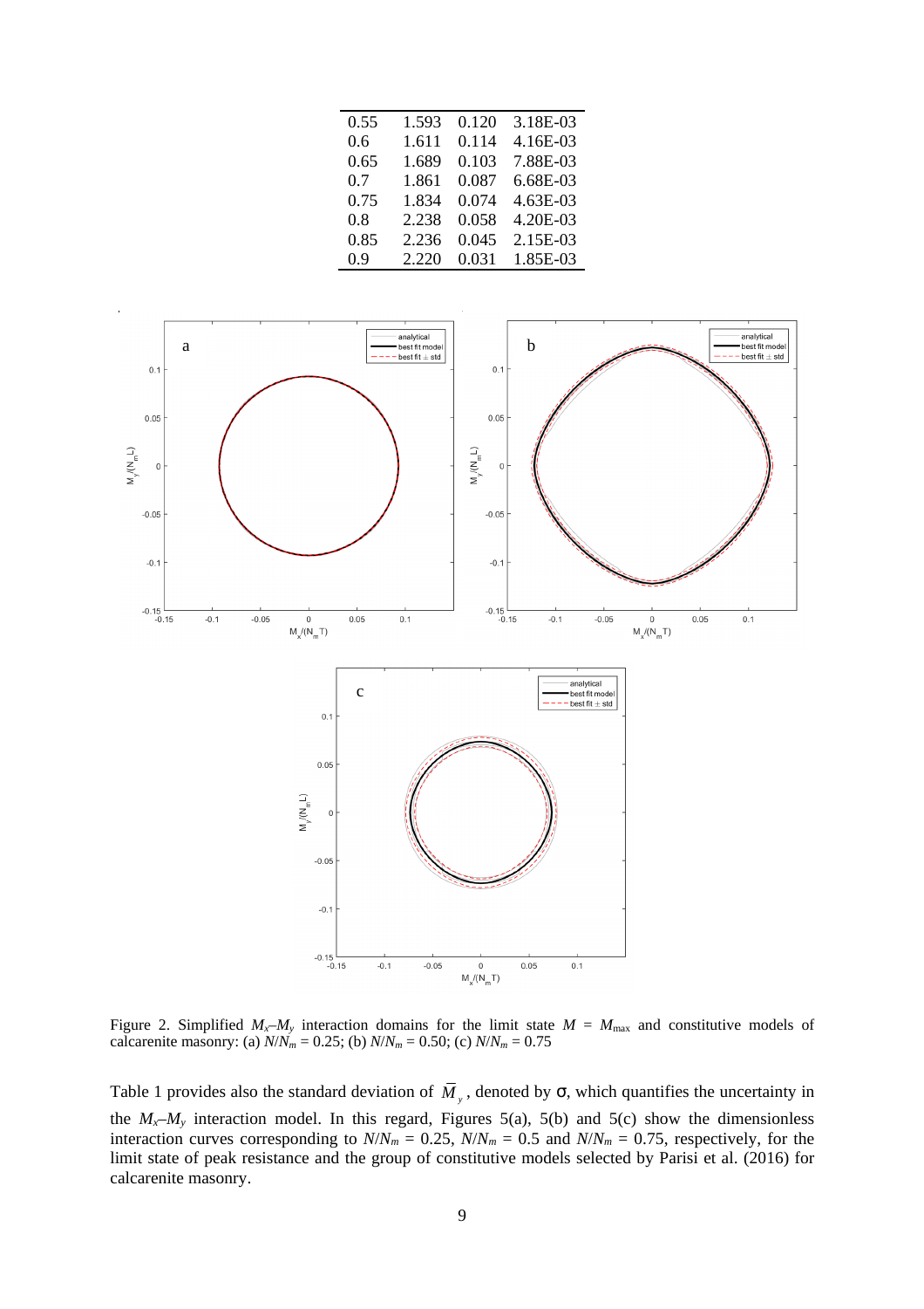| | | | |
|---|---|---|---|
| 0.55 | 1.593 | 0.120 | 3.18E-03 |
| 0.6 | 1.611 | 0.114 | 4.16E-03 |
| 0.65 | 1.689 | 0.103 | 7.88E-03 |
| 0.7 | 1.861 | 0.087 | 6.68E-03 |
| 0.75 | 1.834 | 0.074 | 4.63E-03 |
| 0.8 | 2.238 | 0.058 | 4.20E-03 |
| 0.85 | 2.236 | 0.045 | 2.15E-03 |
| 0.9 | 2.220 | 0.031 | 1.85E-03 |

Figure 2. Simplified $M_x$–$M_y$ interaction domains for the limit state $M = M_{\max}$ and constitutive models of calcarenite masonry: (a) $N/N_m = 0.25$; (b) $N/N_m = 0.50$; (c) $N/N_m = 0.75$

Table 1 provides also the standard deviation of $\bar{M}_y$, denoted by σ, which quantifies the uncertainty in the $M_x$–$M_y$ interaction model. In this regard, Figures 5(a), 5(b) and 5(c) show the dimensionless interaction curves corresponding to $N/N_m = 0.25$, $N/N_m = 0.5$ and $N/N_m = 0.75$, respectively, for the limit state of peak resistance and the group of constitutive models selected by Parisi et al. (2016) for calcarenite masonry.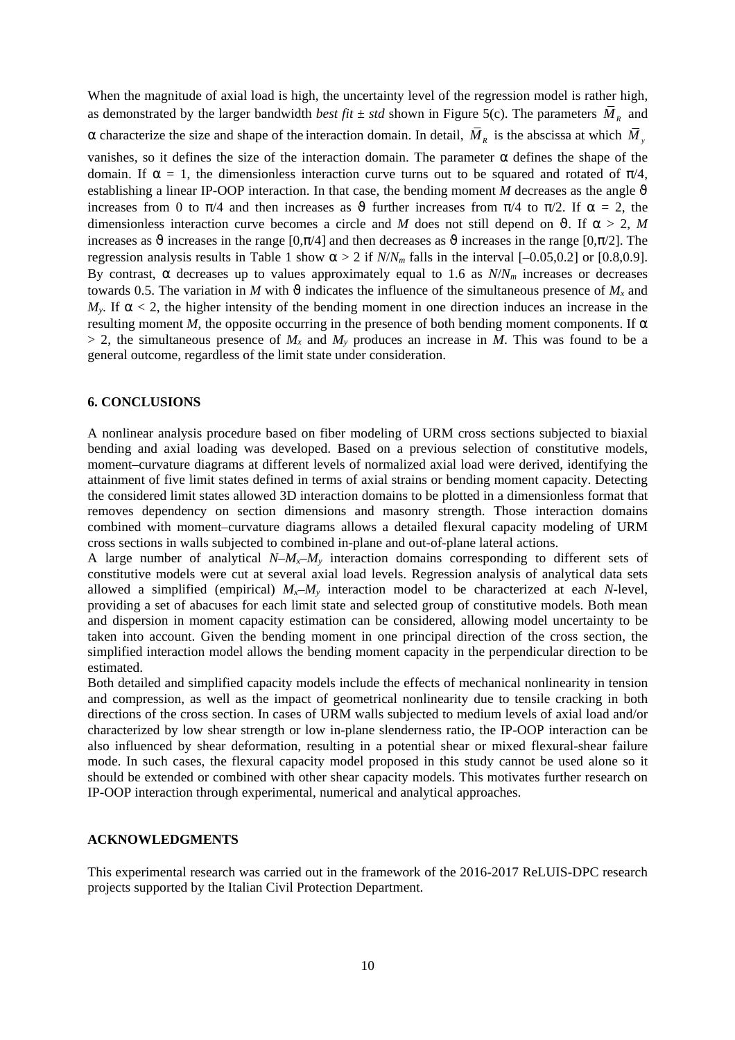When the magnitude of axial load is high, the uncertainty level of the regression model is rather high, as demonstrated by the larger bandwidth *best fit* ± *std* shown in Figure 5(c). The parameters $\bar{M}_R$ and $\alpha$ characterize the size and shape of the interaction domain. In detail, $\bar{M}_R$ is the abscissa at which $\bar{M}_y$ vanishes, so it defines the size of the interaction domain. The parameter $\alpha$ defines the shape of the domain. If $\alpha = 1$, the dimensionless interaction curve turns out to be squared and rotated of $\pi/4$, establishing a linear IP-OOP interaction. In that case, the bending moment $M$ decreases as the angle $\vartheta$ increases from 0 to $\pi/4$ and then increases as $\vartheta$ further increases from $\pi/4$ to $\pi/2$. If $\alpha = 2$, the dimensionless interaction curve becomes a circle and $M$ does not still depend on $\vartheta$. If $\alpha > 2$, $M$ increases as $\vartheta$ increases in the range $[0,\pi/4]$ and then decreases as $\vartheta$ increases in the range $[0,\pi/2]$. The regression analysis results in Table 1 show $\alpha > 2$ if $N/N_m$ falls in the interval [–0.05,0.2] or [0.8,0.9]. By contrast, $\alpha$ decreases up to values approximately equal to 1.6 as $N/N_m$ increases or decreases towards 0.5. The variation in $M$ with $\vartheta$ indicates the influence of the simultaneous presence of $M_x$ and $M_y$. If $\alpha < 2$, the higher intensity of the bending moment in one direction induces an increase in the resulting moment $M$, the opposite occurring in the presence of both bending moment components. If $\alpha > 2$, the simultaneous presence of $M_x$ and $M_y$ produces an increase in $M$. This was found to be a general outcome, regardless of the limit state under consideration.

## 6. CONCLUSIONS

A nonlinear analysis procedure based on fiber modeling of URM cross sections subjected to biaxial bending and axial loading was developed. Based on a previous selection of constitutive models, moment–curvature diagrams at different levels of normalized axial load were derived, identifying the attainment of five limit states defined in terms of axial strains or bending moment capacity. Detecting the considered limit states allowed 3D interaction domains to be plotted in a dimensionless format that removes dependency on section dimensions and masonry strength. Those interaction domains combined with moment–curvature diagrams allows a detailed flexural capacity modeling of URM cross sections in walls subjected to combined in-plane and out-of-plane lateral actions.

A large number of analytical $N$–$M_x$–$M_y$ interaction domains corresponding to different sets of constitutive models were cut at several axial load levels. Regression analysis of analytical data sets allowed a simplified (empirical) $M_x$–$M_y$ interaction model to be characterized at each $N$-level, providing a set of abacuses for each limit state and selected group of constitutive models. Both mean and dispersion in moment capacity estimation can be considered, allowing model uncertainty to be taken into account. Given the bending moment in one principal direction of the cross section, the simplified interaction model allows the bending moment capacity in the perpendicular direction to be estimated.

Both detailed and simplified capacity models include the effects of mechanical nonlinearity in tension and compression, as well as the impact of geometrical nonlinearity due to tensile cracking in both directions of the cross section. In cases of URM walls subjected to medium levels of axial load and/or characterized by low shear strength or low in-plane slenderness ratio, the IP-OOP interaction can be also influenced by shear deformation, resulting in a potential shear or mixed flexural-shear failure mode. In such cases, the flexural capacity model proposed in this study cannot be used alone so it should be extended or combined with other shear capacity models. This motivates further research on IP-OOP interaction through experimental, numerical and analytical approaches.

## ACKNOWLEDGMENTS

This experimental research was carried out in the framework of the 2016-2017 ReLUIS-DPC research projects supported by the Italian Civil Protection Department.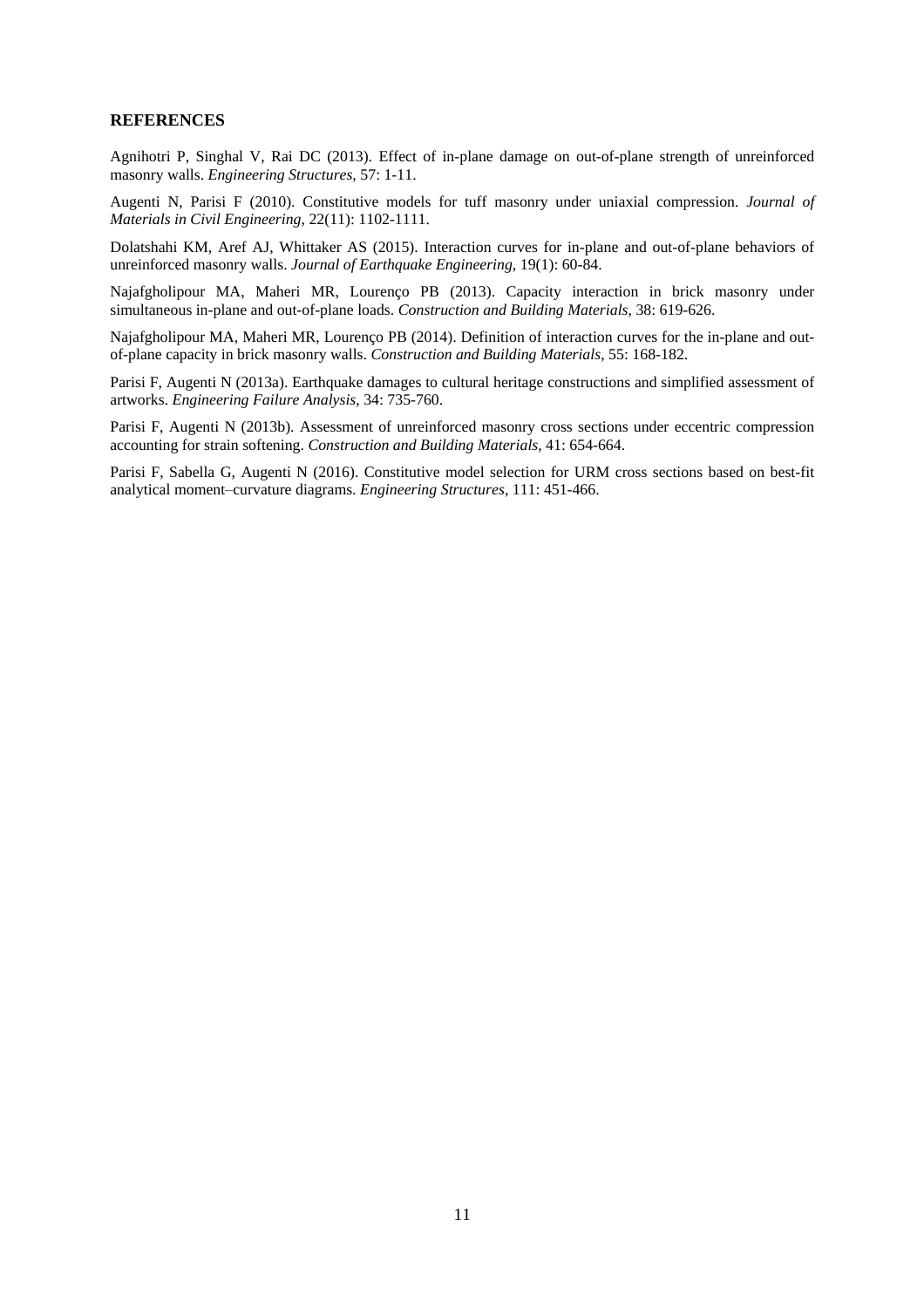## REFERENCES

Agnihotri P, Singhal V, Rai DC (2013). Effect of in-plane damage on out-of-plane strength of unreinforced masonry walls. *Engineering Structures*, 57: 1-11.

Augenti N, Parisi F (2010). Constitutive models for tuff masonry under uniaxial compression. *Journal of Materials in Civil Engineering*, 22(11): 1102-1111.

Dolatshahi KM, Aref AJ, Whittaker AS (2015). Interaction curves for in-plane and out-of-plane behaviors of unreinforced masonry walls. *Journal of Earthquake Engineering*, 19(1): 60-84.

Najafgholipour MA, Maheri MR, Lourenço PB (2013). Capacity interaction in brick masonry under simultaneous in-plane and out-of-plane loads. *Construction and Building Materials*, 38: 619-626.

Najafgholipour MA, Maheri MR, Lourenço PB (2014). Definition of interaction curves for the in-plane and out-of-plane capacity in brick masonry walls. *Construction and Building Materials*, 55: 168-182.

Parisi F, Augenti N (2013a). Earthquake damages to cultural heritage constructions and simplified assessment of artworks. *Engineering Failure Analysis*, 34: 735-760.

Parisi F, Augenti N (2013b). Assessment of unreinforced masonry cross sections under eccentric compression accounting for strain softening. *Construction and Building Materials*, 41: 654-664.

Parisi F, Sabella G, Augenti N (2016). Constitutive model selection for URM cross sections based on best-fit analytical moment–curvature diagrams. *Engineering Structures*, 111: 451-466.